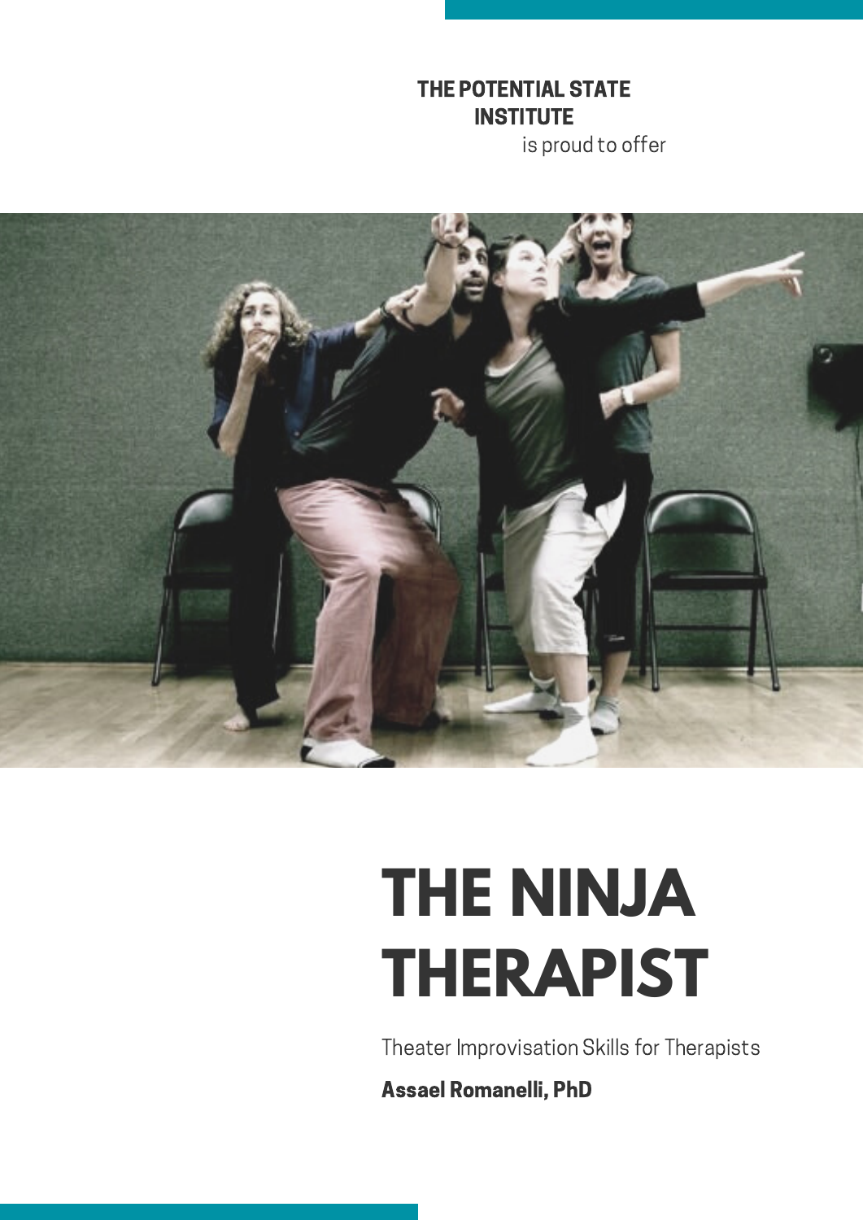**THE POTENTIAL STATE INSTITUTE**

is proud to offer

# THE NINJA THERAPIST

Theater Improvisation Skills for Therapists

**Assael Romanelli, PhD**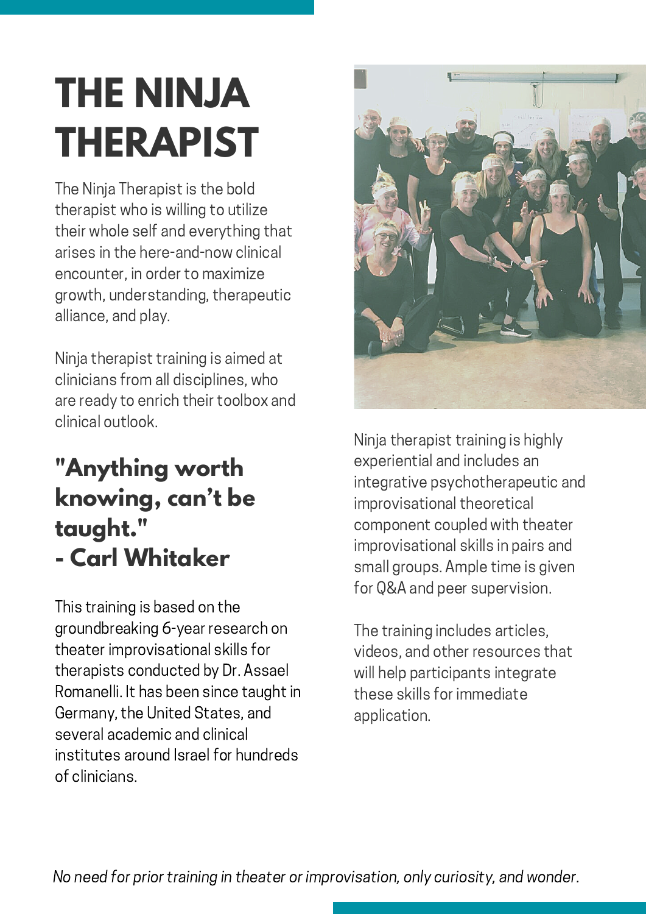# THE NINJA THERAPIST

The Ninja Therapist is the bold therapist who is willing to utilize their whole self and everything that arises in the here-and-now clinical encounter, in order to maximize growth, understanding, therapeutic alliance, and play.

Ninja therapist training is aimed at clinicians from all disciplines, who are ready to enrich their toolbox and clinical outlook.

## "Anything worth knowing, can't be taught." - Carl Whitaker

This training is based on the groundbreaking 6-year research on theater improvisational skills for therapists conducted by Dr. Assael Romanelli. It has been since taught in Germany, the United States, and several academic and clinical institutes around Israel for hundreds of clinicians.

Ninja therapist training is highly experiential and includes an integrative psychotherapeutic and improvisational theoretical component coupled with theater improvisational skills in pairs and small groups. Ample time is given for Q&A and peer supervision.

The training includes articles, videos, and other resources that will help participants integrate these skills for immediate application.

*No need for prior training in theater or improvisation, only curiosity, and wonder.*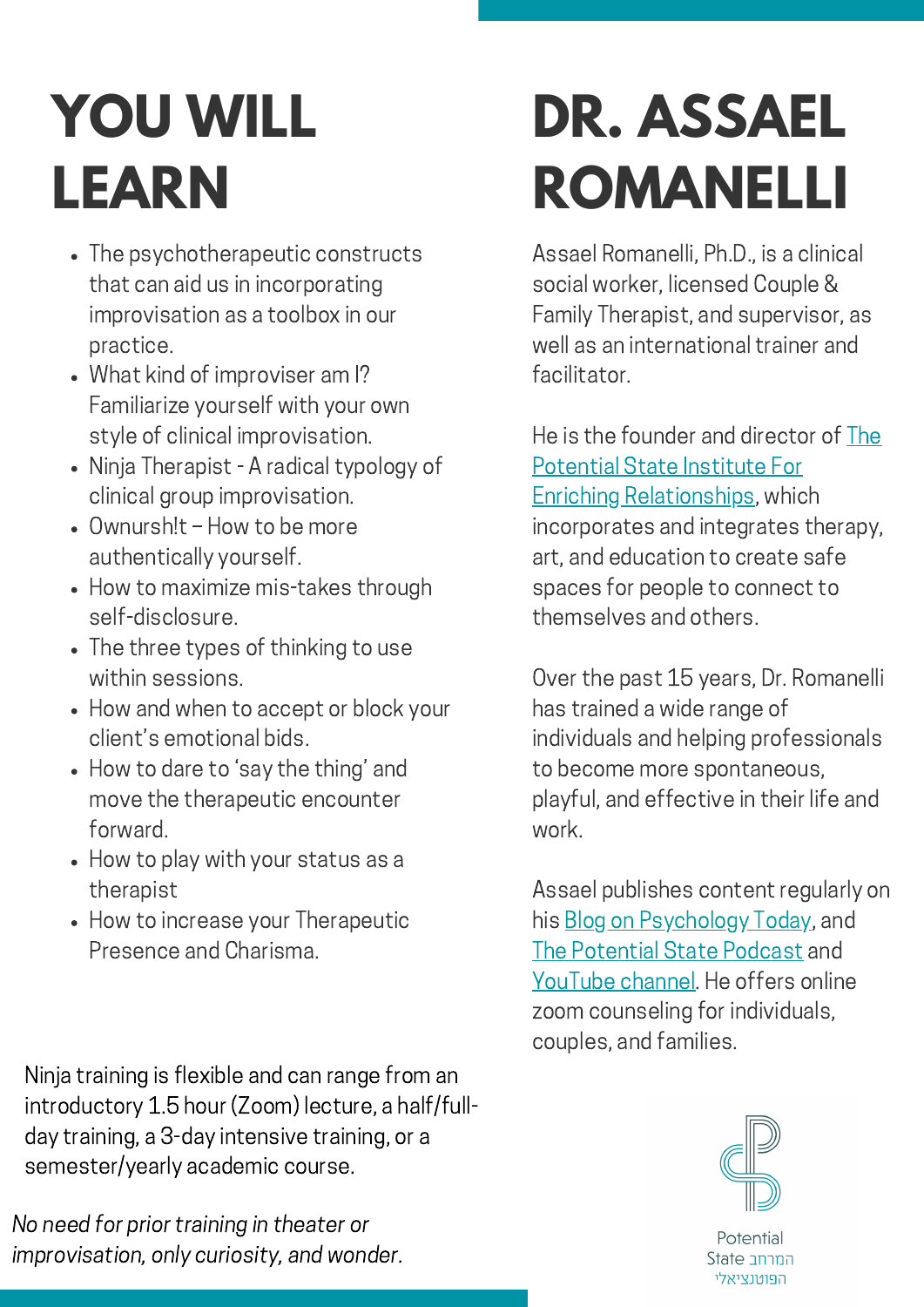# YOU WILL LEARN

- The psychotherapeutic constructs that can aid us in incorporating improvisation as a toolbox in our practice.
- What kind of improviser am I? Familiarize yourself with your own style of clinical improvisation.
- Ninja Therapist - A radical typology of clinical group improvisation.
- Ownursh!t – How to be more authentically yourself.
- How to maximize mis-takes through self-disclosure.
- The three types of thinking to use within sessions.
- How and when to accept or block your client's emotional bids.
- How to dare to 'say the thing' and move the therapeutic encounter forward.
- How to play with your status as a therapist
- How to increase your Therapeutic Presence and Charisma.

Ninja training is flexible and can range from an introductory 1.5 hour (Zoom) lecture, a half/full-day training, a 3-day intensive training, or a semester/yearly academic course.

*No need for prior training in theater or improvisation, only curiosity, and wonder.*

# DR. ASSAEL ROMANELLI

Assael Romanelli, Ph.D., is a clinical social worker, licensed Couple & Family Therapist, and supervisor, as well as an international trainer and facilitator.

He is the founder and director of The Potential State Institute For Enriching Relationships, which incorporates and integrates therapy, art, and education to create safe spaces for people to connect to themselves and others.

Over the past 15 years, Dr. Romanelli has trained a wide range of individuals and helping professionals to become more spontaneous, playful, and effective in their life and work.

Assael publishes content regularly on his Blog on Psychology Today, and The Potential State Podcast and YouTube channel. He offers online zoom counseling for individuals, couples, and families.

Potential State המרחב הפוטנציאלי